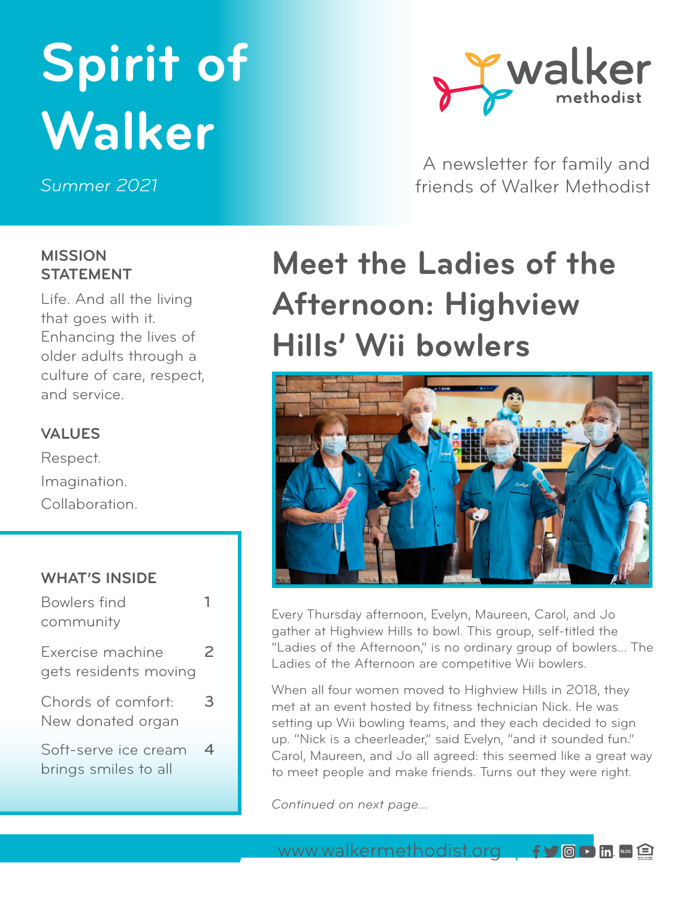# Spirit of Walker

*Summer 2021*

walker methodist

A newsletter for family and friends of Walker Methodist

## MISSION STATEMENT

Life. And all the living that goes with it. Enhancing the lives of older adults through a culture of care, respect, and service.

## VALUES

Respect.
Imagination.
Collaboration.

## WHAT'S INSIDE

| | |
|---|---|
| Bowlers find community | 1 |
| Exercise machine gets residents moving | 2 |
| Chords of comfort: New donated organ | 3 |
| Soft-serve ice cream brings smiles to all | 4 |

# Meet the Ladies of the Afternoon: Highview Hills' Wii bowlers

Every Thursday afternoon, Evelyn, Maureen, Carol, and Jo gather at Highview Hills to bowl. This group, self-titled the "Ladies of the Afternoon," is no ordinary group of bowlers... The Ladies of the Afternoon are competitive Wii bowlers.

When all four women moved to Highview Hills in 2018, they met at an event hosted by fitness technician Nick. He was setting up Wii bowling teams, and they each decided to sign up. "Nick is a cheerleader," said Evelyn, "and it sounded fun." Carol, Maureen, and Jo all agreed: this seemed like a great way to meet people and make friends. Turns out they were right.

*Continued on next page...*

www.walkermethodist.org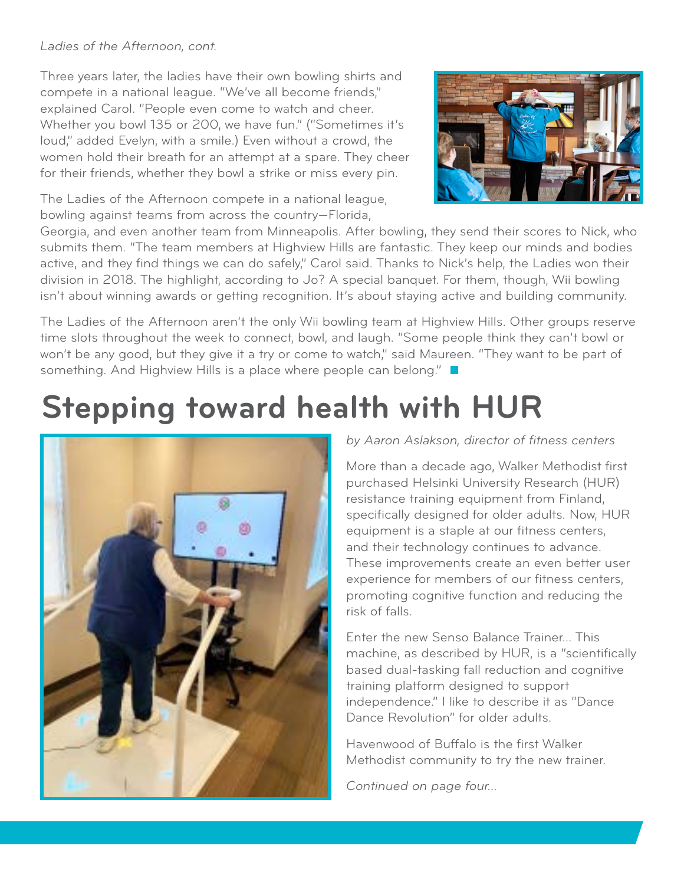*Ladies of the Afternoon, cont.*

Three years later, the ladies have their own bowling shirts and compete in a national league. "We've all become friends," explained Carol. "People even come to watch and cheer. Whether you bowl 135 or 200, we have fun." ("Sometimes it's loud," added Evelyn, with a smile.) Even without a crowd, the women hold their breath for an attempt at a spare. They cheer for their friends, whether they bowl a strike or miss every pin.

The Ladies of the Afternoon compete in a national league, bowling against teams from across the country—Florida, Georgia, and even another team from Minneapolis. After bowling, they send their scores to Nick, who submits them. "The team members at Highview Hills are fantastic. They keep our minds and bodies active, and they find things we can do safely," Carol said. Thanks to Nick's help, the Ladies won their division in 2018. The highlight, according to Jo? A special banquet. For them, though, Wii bowling isn't about winning awards or getting recognition. It's about staying active and building community.

The Ladies of the Afternoon aren't the only Wii bowling team at Highview Hills. Other groups reserve time slots throughout the week to connect, bowl, and laugh. "Some people think they can't bowl or won't be any good, but they give it a try or come to watch," said Maureen. "They want to be part of something. And Highview Hills is a place where people can belong."

# Stepping toward health with HUR

*by Aaron Aslakson, director of fitness centers*

More than a decade ago, Walker Methodist first purchased Helsinki University Research (HUR) resistance training equipment from Finland, specifically designed for older adults. Now, HUR equipment is a staple at our fitness centers, and their technology continues to advance. These improvements create an even better user experience for members of our fitness centers, promoting cognitive function and reducing the risk of falls.

Enter the new Senso Balance Trainer... This machine, as described by HUR, is a "scientifically based dual-tasking fall reduction and cognitive training platform designed to support independence." I like to describe it as "Dance Dance Revolution" for older adults.

Havenwood of Buffalo is the first Walker Methodist community to try the new trainer.

*Continued on page four...*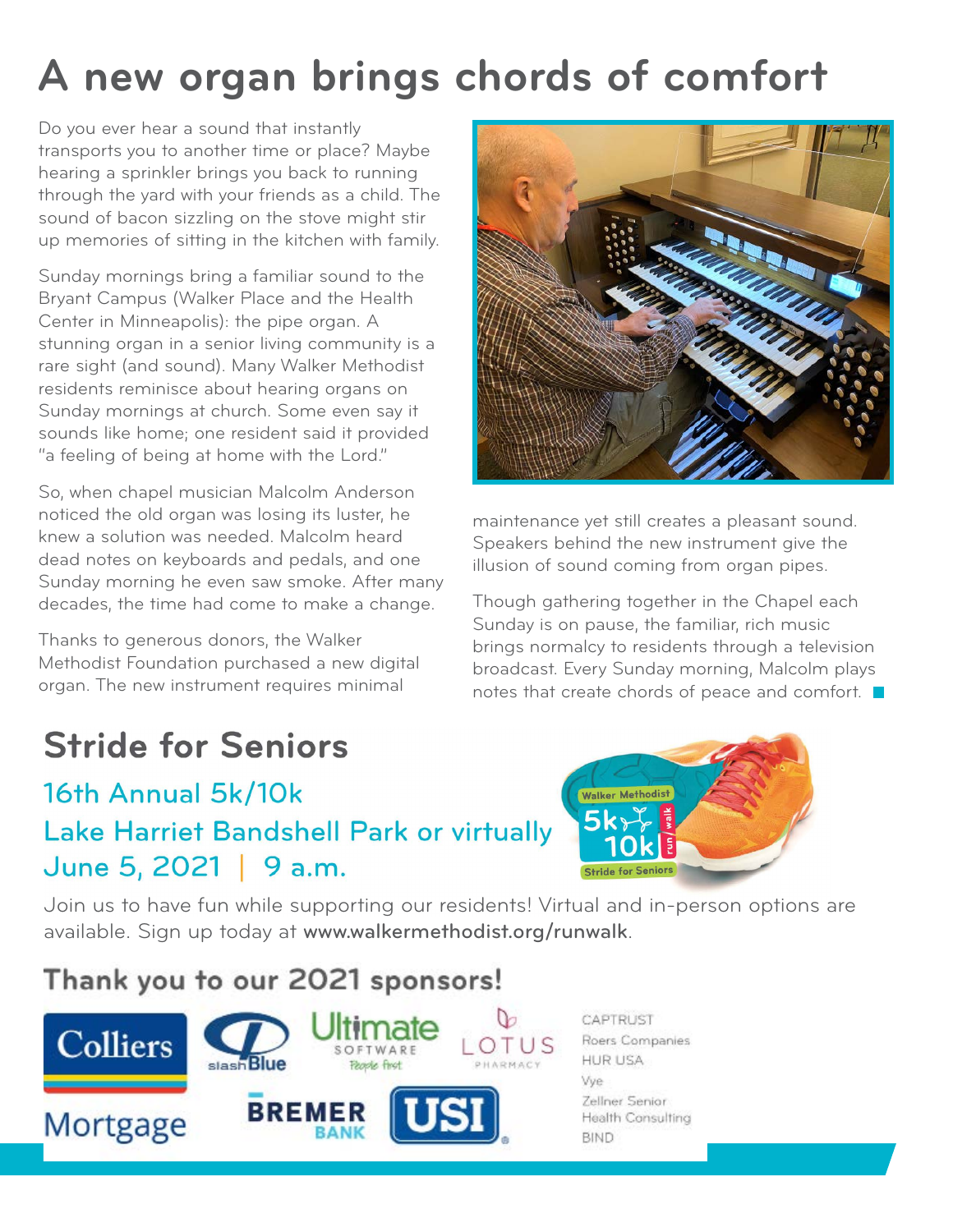# A new organ brings chords of comfort

Do you ever hear a sound that instantly transports you to another time or place? Maybe hearing a sprinkler brings you back to running through the yard with your friends as a child. The sound of bacon sizzling on the stove might stir up memories of sitting in the kitchen with family.

Sunday mornings bring a familiar sound to the Bryant Campus (Walker Place and the Health Center in Minneapolis): the pipe organ. A stunning organ in a senior living community is a rare sight (and sound). Many Walker Methodist residents reminisce about hearing organs on Sunday mornings at church. Some even say it sounds like home; one resident said it provided "a feeling of being at home with the Lord."

So, when chapel musician Malcolm Anderson noticed the old organ was losing its luster, he knew a solution was needed. Malcolm heard dead notes on keyboards and pedals, and one Sunday morning he even saw smoke. After many decades, the time had come to make a change.

Thanks to generous donors, the Walker Methodist Foundation purchased a new digital organ. The new instrument requires minimal maintenance yet still creates a pleasant sound. Speakers behind the new instrument give the illusion of sound coming from organ pipes.

Though gathering together in the Chapel each Sunday is on pause, the familiar, rich music brings normalcy to residents through a television broadcast. Every Sunday morning, Malcolm plays notes that create chords of peace and comfort.

## Stride for Seniors

### 16th Annual 5k/10k
### Lake Harriet Bandshell Park or virtually
### June 5, 2021 | 9 a.m.

Join us to have fun while supporting our residents! Virtual and in-person options are available. Sign up today at **www.walkermethodist.org/runwalk**.

## Thank you to our 2021 sponsors!

Colliers Mortgage
slashBlue
Ultimate Software – People first
Lotus Pharmacy
Bremer Bank
USI

CAPTRUST
Roers Companies
HUR USA
Vye
Zellner Senior Health Consulting
BIND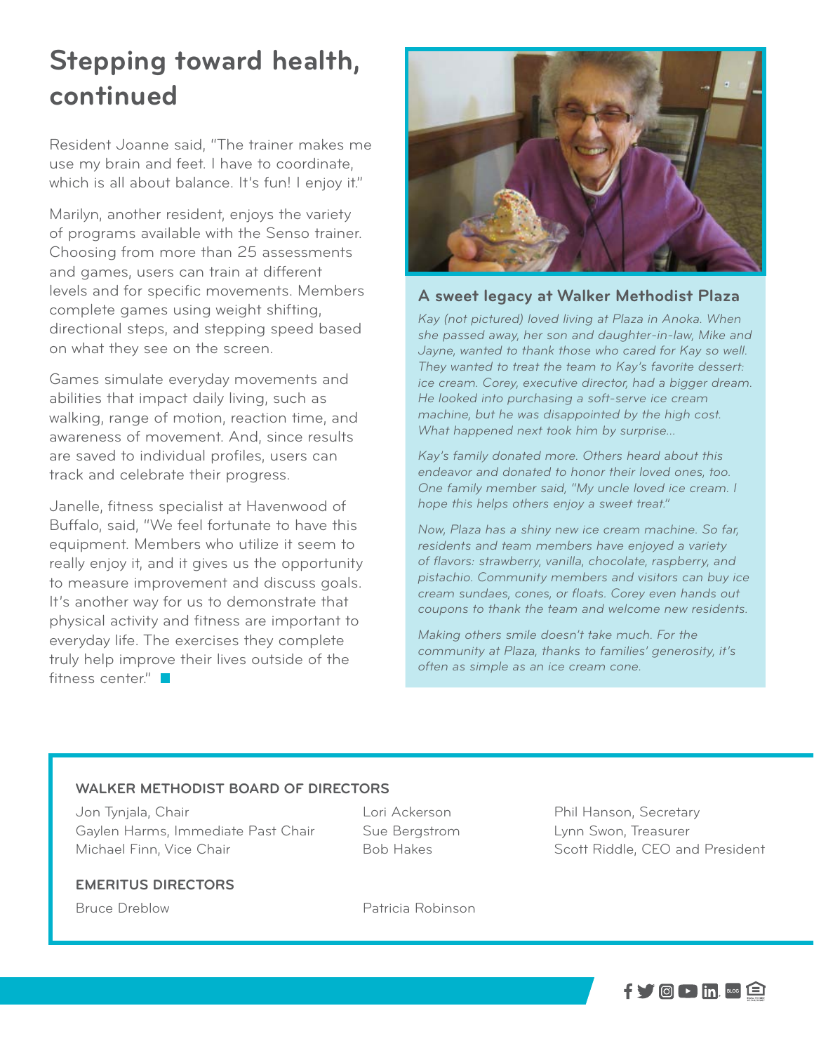# Stepping toward health, continued

Resident Joanne said, "The trainer makes me use my brain and feet. I have to coordinate, which is all about balance. It's fun! I enjoy it."

Marilyn, another resident, enjoys the variety of programs available with the Senso trainer. Choosing from more than 25 assessments and games, users can train at different levels and for specific movements. Members complete games using weight shifting, directional steps, and stepping speed based on what they see on the screen.

Games simulate everyday movements and abilities that impact daily living, such as walking, range of motion, reaction time, and awareness of movement. And, since results are saved to individual profiles, users can track and celebrate their progress.

Janelle, fitness specialist at Havenwood of Buffalo, said, "We feel fortunate to have this equipment. Members who utilize it seem to really enjoy it, and it gives us the opportunity to measure improvement and discuss goals. It's another way for us to demonstrate that physical activity and fitness are important to everyday life. The exercises they complete truly help improve their lives outside of the fitness center."

## A sweet legacy at Walker Methodist Plaza

*Kay (not pictured) loved living at Plaza in Anoka. When she passed away, her son and daughter-in-law, Mike and Jayne, wanted to thank those who cared for Kay so well. They wanted to treat the team to Kay's favorite dessert: ice cream. Corey, executive director, had a bigger dream. He looked into purchasing a soft-serve ice cream machine, but he was disappointed by the high cost. What happened next took him by surprise...*

*Kay's family donated more. Others heard about this endeavor and donated to honor their loved ones, too. One family member said, "My uncle loved ice cream. I hope this helps others enjoy a sweet treat."*

*Now, Plaza has a shiny new ice cream machine. So far, residents and team members have enjoyed a variety of flavors: strawberry, vanilla, chocolate, raspberry, and pistachio. Community members and visitors can buy ice cream sundaes, cones, or floats. Corey even hands out coupons to thank the team and welcome new residents.*

*Making others smile doesn't take much. For the community at Plaza, thanks to families' generosity, it's often as simple as an ice cream cone.*

### WALKER METHODIST BOARD OF DIRECTORS

Jon Tynjala, Chair
Gaylen Harms, Immediate Past Chair
Michael Finn, Vice Chair
Lori Ackerson
Sue Bergstrom
Bob Hakes
Phil Hanson, Secretary
Lynn Swon, Treasurer
Scott Riddle, CEO and President

### EMERITUS DIRECTORS

Bruce Dreblow
Patricia Robinson